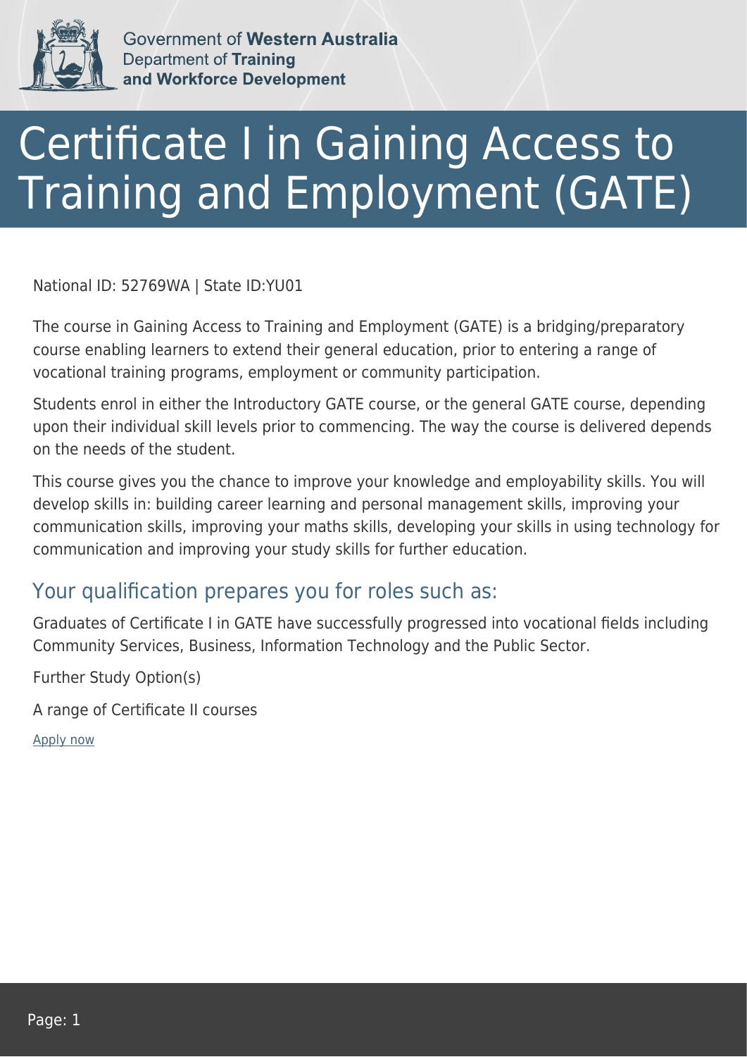Government of **Western Australia**
Department of **Training and Workforce Development**

# Certificate I in Gaining Access to Training and Employment (GATE)

National ID: 52769WA | State ID:YU01

The course in Gaining Access to Training and Employment (GATE) is a bridging/preparatory course enabling learners to extend their general education, prior to entering a range of vocational training programs, employment or community participation.

Students enrol in either the Introductory GATE course, or the general GATE course, depending upon their individual skill levels prior to commencing. The way the course is delivered depends on the needs of the student.

This course gives you the chance to improve your knowledge and employability skills. You will develop skills in: building career learning and personal management skills, improving your communication skills, improving your maths skills, developing your skills in using technology for communication and improving your study skills for further education.

## Your qualification prepares you for roles such as:

Graduates of Certificate I in GATE have successfully progressed into vocational fields including Community Services, Business, Information Technology and the Public Sector.

Further Study Option(s)

A range of Certificate II courses

Apply now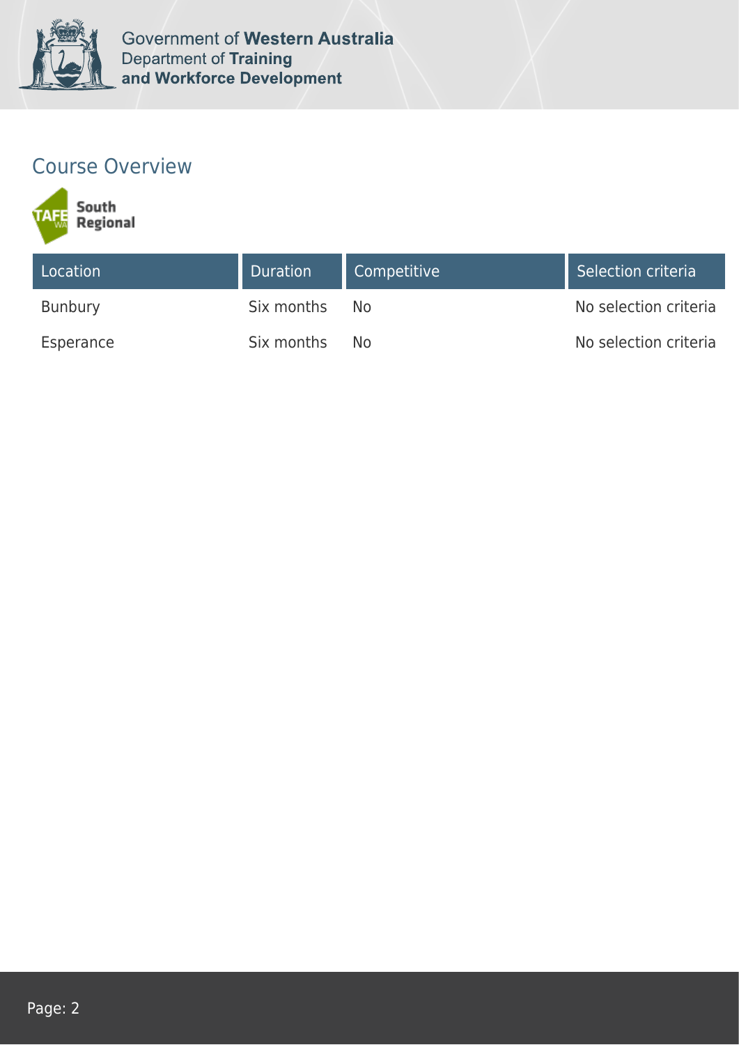## Course Overview

South Regional

| Location | Duration | Competitive | Selection criteria |
|---|---|---|---|
| Bunbury | Six months | No | No selection criteria |
| Esperance | Six months | No | No selection criteria |